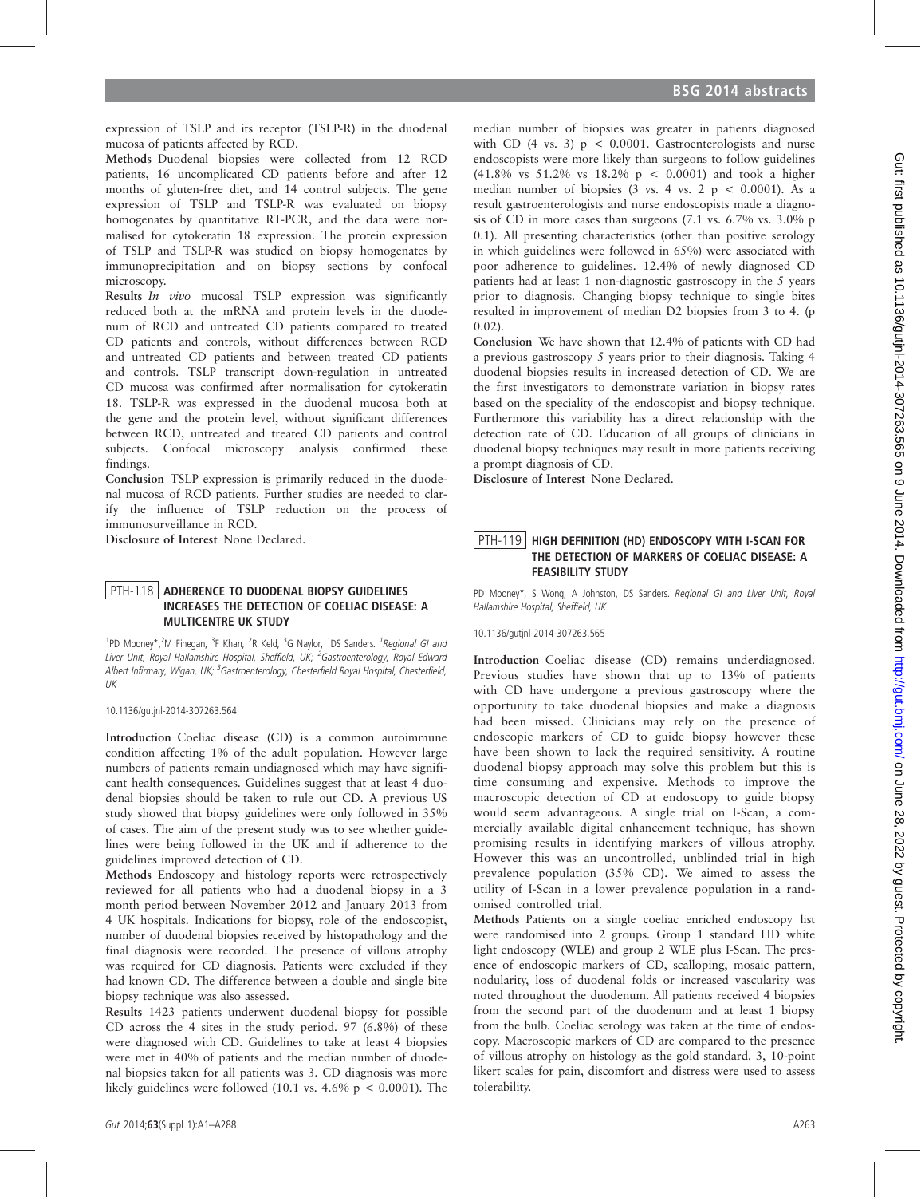expression of TSLP and its receptor (TSLP-R) in the duodenal mucosa of patients affected by RCD.

**Methods** Duodenal biopsies were collected from 12 RCD patients, 16 uncomplicated CD patients before and after 12 months of gluten-free diet, and 14 control subjects. The gene expression of TSLP and TSLP-R was evaluated on biopsy homogenates by quantitative RT-PCR, and the data were normalised for cytokeratin 18 expression. The protein expression of TSLP and TSLP-R was studied on biopsy homogenates by immunoprecipitation and on biopsy sections by confocal microscopy.

**Results** *In vivo* mucosal TSLP expression was significantly reduced both at the mRNA and protein levels in the duodenum of RCD and untreated CD patients compared to treated CD patients and controls, without differences between RCD and untreated CD patients and between treated CD patients and controls. TSLP transcript down-regulation in untreated CD mucosa was confirmed after normalisation for cytokeratin 18. TSLP-R was expressed in the duodenal mucosa both at the gene and the protein level, without significant differences between RCD, untreated and treated CD patients and control subjects. Confocal microscopy analysis confirmed these findings.

**Conclusion** TSLP expression is primarily reduced in the duodenal mucosa of RCD patients. Further studies are needed to clarify the influence of TSLP reduction on the process of immunosurveillance in RCD.

**Disclosure of Interest** None Declared.

## PTH-118 ADHERENCE TO DUODENAL BIOPSY GUIDELINES INCREASES THE DETECTION OF COELIAC DISEASE: A MULTICENTRE UK STUDY

[1]PD Mooney*,[2]M Finegan, [3]F Khan, [2]R Keld, [3]G Naylor, [1]DS Sanders. [1]*Regional GI and Liver Unit, Royal Hallamshire Hospital, Sheffield, UK;* [2]*Gastroenterology, Royal Edward Albert Infirmary, Wigan, UK;* [3]*Gastroenterology, Chesterfield Royal Hospital, Chesterfield, UK*

10.1136/gutjnl-2014-307263.564

**Introduction** Coeliac disease (CD) is a common autoimmune condition affecting 1% of the adult population. However large numbers of patients remain undiagnosed which may have significant health consequences. Guidelines suggest that at least 4 duodenal biopsies should be taken to rule out CD. A previous US study showed that biopsy guidelines were only followed in 35% of cases. The aim of the present study was to see whether guidelines were being followed in the UK and if adherence to the guidelines improved detection of CD.

**Methods** Endoscopy and histology reports were retrospectively reviewed for all patients who had a duodenal biopsy in a 3 month period between November 2012 and January 2013 from 4 UK hospitals. Indications for biopsy, role of the endoscopist, number of duodenal biopsies received by histopathology and the final diagnosis were recorded. The presence of villous atrophy was required for CD diagnosis. Patients were excluded if they had known CD. The difference between a double and single bite biopsy technique was also assessed.

**Results** 1423 patients underwent duodenal biopsy for possible CD across the 4 sites in the study period. 97 (6.8%) of these were diagnosed with CD. Guidelines to take at least 4 biopsies were met in 40% of patients and the median number of duodenal biopsies taken for all patients was 3. CD diagnosis was more likely guidelines were followed (10.1 vs. 4.6% $p < 0.0001$). The median number of biopsies was greater in patients diagnosed with CD (4 vs. 3) $p < 0.0001$. Gastroenterologists and nurse endoscopists were more likely than surgeons to follow guidelines (41.8% vs 51.2% vs 18.2% $p < 0.0001$) and took a higher median number of biopsies (3 vs. 4 vs. 2 $p < 0.0001$). As a result gastroenterologists and nurse endoscopists made a diagnosis of CD in more cases than surgeons (7.1 vs. 6.7% vs. 3.0% p 0.1). All presenting characteristics (other than positive serology in which guidelines were followed in 65%) were associated with poor adherence to guidelines. 12.4% of newly diagnosed CD patients had at least 1 non-diagnostic gastroscopy in the 5 years prior to diagnosis. Changing biopsy technique to single bites resulted in improvement of median D2 biopsies from 3 to 4. (p 0.02).

**Conclusion** We have shown that 12.4% of patients with CD had a previous gastroscopy 5 years prior to their diagnosis. Taking 4 duodenal biopsies results in increased detection of CD. We are the first investigators to demonstrate variation in biopsy rates based on the speciality of the endoscopist and biopsy technique. Furthermore this variability has a direct relationship with the detection rate of CD. Education of all groups of clinicians in duodenal biopsy techniques may result in more patients receiving a prompt diagnosis of CD.

**Disclosure of Interest** None Declared.

## PTH-119 HIGH DEFINITION (HD) ENDOSCOPY WITH I-SCAN FOR THE DETECTION OF MARKERS OF COELIAC DISEASE: A FEASIBILITY STUDY

PD Mooney*, S Wong, A Johnston, DS Sanders. *Regional GI and Liver Unit, Royal Hallamshire Hospital, Sheffield, UK*

10.1136/gutjnl-2014-307263.565

**Introduction** Coeliac disease (CD) remains underdiagnosed. Previous studies have shown that up to 13% of patients with CD have undergone a previous gastroscopy where the opportunity to take duodenal biopsies and make a diagnosis had been missed. Clinicians may rely on the presence of endoscopic markers of CD to guide biopsy however these have been shown to lack the required sensitivity. A routine duodenal biopsy approach may solve this problem but this is time consuming and expensive. Methods to improve the macroscopic detection of CD at endoscopy to guide biopsy would seem advantageous. A single trial on I-Scan, a commercially available digital enhancement technique, has shown promising results in identifying markers of villous atrophy. However this was an uncontrolled, unblinded trial in high prevalence population (35% CD). We aimed to assess the utility of I-Scan in a lower prevalence population in a randomised controlled trial.

**Methods** Patients on a single coeliac enriched endoscopy list were randomised into 2 groups. Group 1 standard HD white light endoscopy (WLE) and group 2 WLE plus I-Scan. The presence of endoscopic markers of CD, scalloping, mosaic pattern, nodularity, loss of duodenal folds or increased vascularity was noted throughout the duodenum. All patients received 4 biopsies from the second part of the duodenum and at least 1 biopsy from the bulb. Coeliac serology was taken at the time of endoscopy. Macroscopic markers of CD are compared to the presence of villous atrophy on histology as the gold standard. 3, 10-point likert scales for pain, discomfort and distress were used to assess tolerability.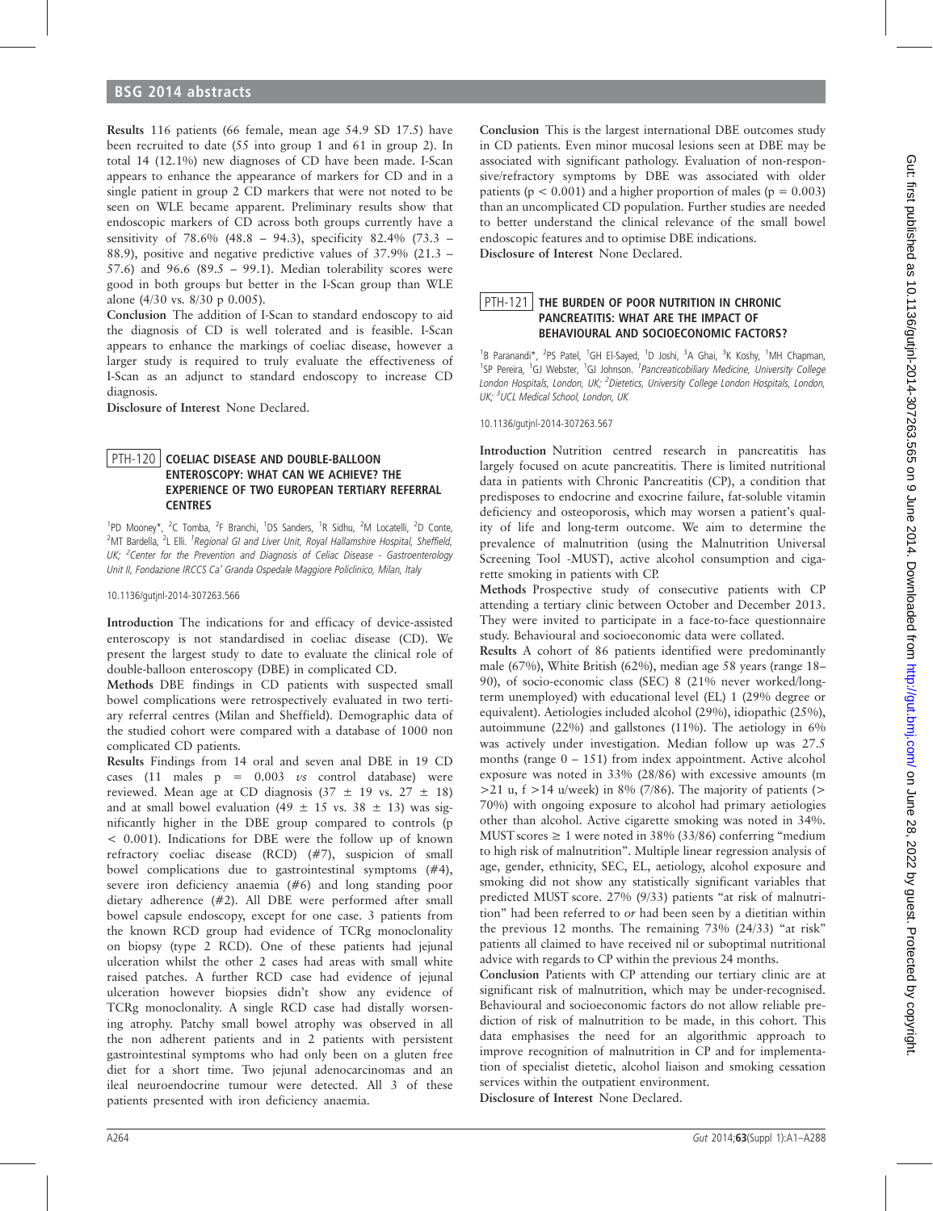**Results** 116 patients (66 female, mean age 54.9 SD 17.5) have been recruited to date (55 into group 1 and 61 in group 2). In total 14 (12.1%) new diagnoses of CD have been made. I-Scan appears to enhance the appearance of markers for CD and in a single patient in group 2 CD markers that were not noted to be seen on WLE became apparent. Preliminary results show that endoscopic markers of CD across both groups currently have a sensitivity of 78.6% (48.8 – 94.3), specificity 82.4% (73.3 – 88.9), positive and negative predictive values of 37.9% (21.3 – 57.6) and 96.6 (89.5 – 99.1). Median tolerability scores were good in both groups but better in the I-Scan group than WLE alone (4/30 vs. 8/30 p 0.005).

**Conclusion** The addition of I-Scan to standard endoscopy to aid the diagnosis of CD is well tolerated and is feasible. I-Scan appears to enhance the markings of coeliac disease, however a larger study is required to truly evaluate the effectiveness of I-Scan as an adjunct to standard endoscopy to increase CD diagnosis.

**Disclosure of Interest** None Declared.

## PTH-120 COELIAC DISEASE AND DOUBLE-BALLOON ENTEROSCOPY: WHAT CAN WE ACHIEVE? THE EXPERIENCE OF TWO EUROPEAN TERTIARY REFERRAL CENTRES

[1]PD Mooney*, [2]C Tomba, [2]F Branchi, [1]DS Sanders, [1]R Sidhu, [2]M Locatelli, [2]D Conte, [2]MT Bardella, [2]L Elli. [1]*Regional GI and Liver Unit, Royal Hallamshire Hospital, Sheffield, UK;* [2]*Center for the Prevention and Diagnosis of Celiac Disease - Gastroenterology Unit II, Fondazione IRCCS Ca' Granda Ospedale Maggiore Policlinico, Milan, Italy*

10.1136/gutjnl-2014-307263.566

**Introduction** The indications for and efficacy of device-assisted enteroscopy is not standardised in coeliac disease (CD). We present the largest study to date to evaluate the clinical role of double-balloon enteroscopy (DBE) in complicated CD.

**Methods** DBE findings in CD patients with suspected small bowel complications were retrospectively evaluated in two tertiary referral centres (Milan and Sheffield). Demographic data of the studied cohort were compared with a database of 1000 non complicated CD patients.

**Results** Findings from 14 oral and seven anal DBE in 19 CD cases (11 males $p = 0.003$ *vs* control database) were reviewed. Mean age at CD diagnosis ($37 \pm 19$ vs. $27 \pm 18$) and at small bowel evaluation ($49 \pm 15$ vs. $38 \pm 13$) was significantly higher in the DBE group compared to controls ($p < 0.001$). Indications for DBE were the follow up of known refractory coeliac disease (RCD) (#7), suspicion of small bowel complications due to gastrointestinal symptoms (#4), severe iron deficiency anaemia (#6) and long standing poor dietary adherence (#2). All DBE were performed after small bowel capsule endoscopy, except for one case. 3 patients from the known RCD group had evidence of TCRg monoclonality on biopsy (type 2 RCD). One of these patients had jejunal ulceration whilst the other 2 cases had areas with small white raised patches. A further RCD case had evidence of jejunal ulceration however biopsies didn't show any evidence of TCRg monoclonality. A single RCD case had distally worsening atrophy. Patchy small bowel atrophy was observed in all the non adherent patients and in 2 patients with persistent gastrointestinal symptoms who had only been on a gluten free diet for a short time. Two jejunal adenocarcinomas and an ileal neuroendocrine tumour were detected. All 3 of these patients presented with iron deficiency anaemia.

**Conclusion** This is the largest international DBE outcomes study in CD patients. Even minor mucosal lesions seen at DBE may be associated with significant pathology. Evaluation of non-responsive/refractory symptoms by DBE was associated with older patients ($p < 0.001$) and a higher proportion of males ($p = 0.003$) than an uncomplicated CD population. Further studies are needed to better understand the clinical relevance of the small bowel endoscopic features and to optimise DBE indications.

**Disclosure of Interest** None Declared.

## PTH-121 THE BURDEN OF POOR NUTRITION IN CHRONIC PANCREATITIS: WHAT ARE THE IMPACT OF BEHAVIOURAL AND SOCIOECONOMIC FACTORS?

[1]B Paranandi*, [2]PS Patel, [1]GH El-Sayed, [1]D Joshi, [3]A Ghai, [3]K Koshy, [1]MH Chapman, [1]SP Pereira, [1]GJ Webster, [1]GJ Johnson. [1]*Pancreaticobiliary Medicine, University College London Hospitals, London, UK;* [2]*Dietetics, University College London Hospitals, London, UK;* [3]*UCL Medical School, London, UK*

10.1136/gutjnl-2014-307263.567

**Introduction** Nutrition centred research in pancreatitis has largely focused on acute pancreatitis. There is limited nutritional data in patients with Chronic Pancreatitis (CP), a condition that predisposes to endocrine and exocrine failure, fat-soluble vitamin deficiency and osteoporosis, which may worsen a patient's quality of life and long-term outcome. We aim to determine the prevalence of malnutrition (using the Malnutrition Universal Screening Tool -MUST), active alcohol consumption and cigarette smoking in patients with CP.

**Methods** Prospective study of consecutive patients with CP attending a tertiary clinic between October and December 2013. They were invited to participate in a face-to-face questionnaire study. Behavioural and socioeconomic data were collated.

**Results** A cohort of 86 patients identified were predominantly male (67%), White British (62%), median age 58 years (range 18–90), of socio-economic class (SEC) 8 (21% never worked/long-term unemployed) with educational level (EL) 1 (29% degree or equivalent). Aetiologies included alcohol (29%), idiopathic (25%), autoimmune (22%) and gallstones (11%). The aetiology in 6% was actively under investigation. Median follow up was 27.5 months (range 0 – 151) from index appointment. Active alcohol exposure was noted in 33% (28/86) with excessive amounts (m >21 u, f >14 u/week) in 8% (7/86). The majority of patients (> 70%) with ongoing exposure to alcohol had primary aetiologies other than alcohol. Active cigarette smoking was noted in 34%. MUST scores ≥ 1 were noted in 38% (33/86) conferring "medium to high risk of malnutrition". Multiple linear regression analysis of age, gender, ethnicity, SEC, EL, aetiology, alcohol exposure and smoking did not show any statistically significant variables that predicted MUST score. 27% (9/33) patients "at risk of malnutrition" had been referred to *or* had been seen by a dietitian within the previous 12 months. The remaining 73% (24/33) "at risk" patients all claimed to have received nil or suboptimal nutritional advice with regards to CP within the previous 24 months.

**Conclusion** Patients with CP attending our tertiary clinic are at significant risk of malnutrition, which may be under-recognised. Behavioural and socioeconomic factors do not allow reliable prediction of risk of malnutrition to be made, in this cohort. This data emphasises the need for an algorithmic approach to improve recognition of malnutrition in CP and for implementation of specialist dietetic, alcohol liaison and smoking cessation services within the outpatient environment.

**Disclosure of Interest** None Declared.